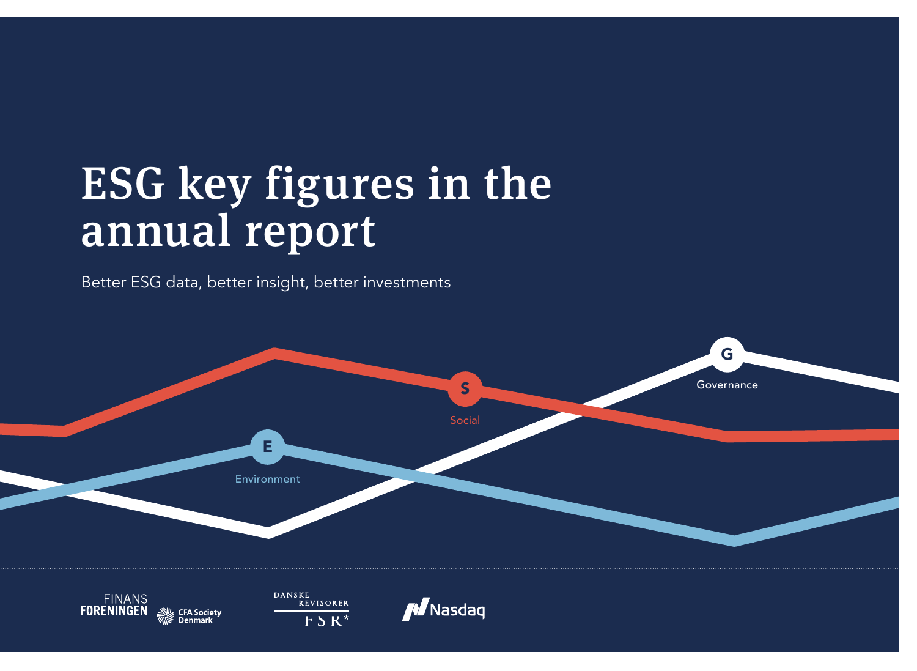# ESG key figures in the annual report

Better ESG data, better insight, better investments

E Environment

S Social

G Governance

FINANS FORENINGEN | CFA Society Denmark

DANSKE REVISORER FSR

Nasdaq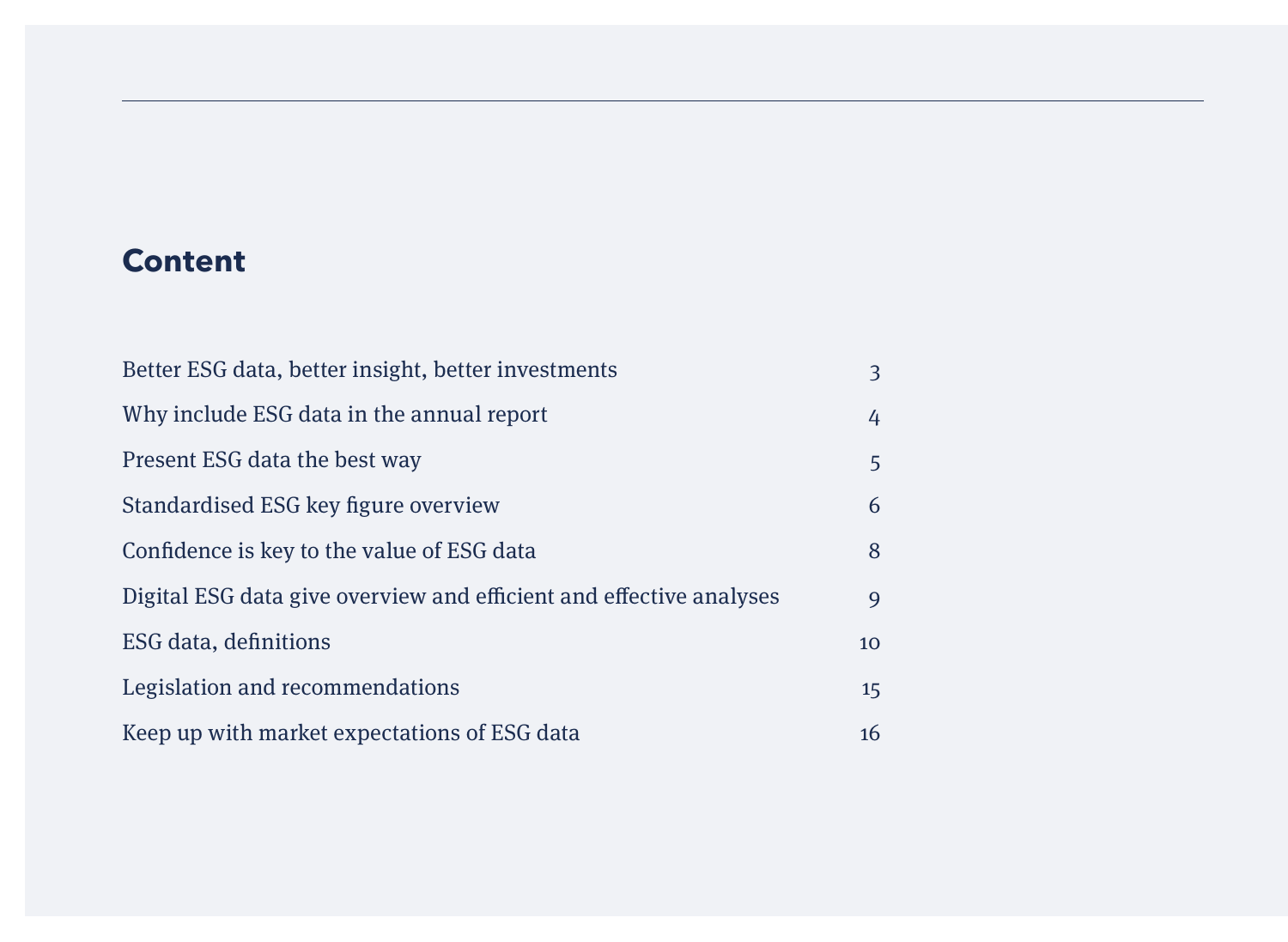## Content

| | |
|---|---|
| Better ESG data, better insight, better investments | 3 |
| Why include ESG data in the annual report | 4 |
| Present ESG data the best way | 5 |
| Standardised ESG key figure overview | 6 |
| Confidence is key to the value of ESG data | 8 |
| Digital ESG data give overview and efficient and effective analyses | 9 |
| ESG data, definitions | 10 |
| Legislation and recommendations | 15 |
| Keep up with market expectations of ESG data | 16 |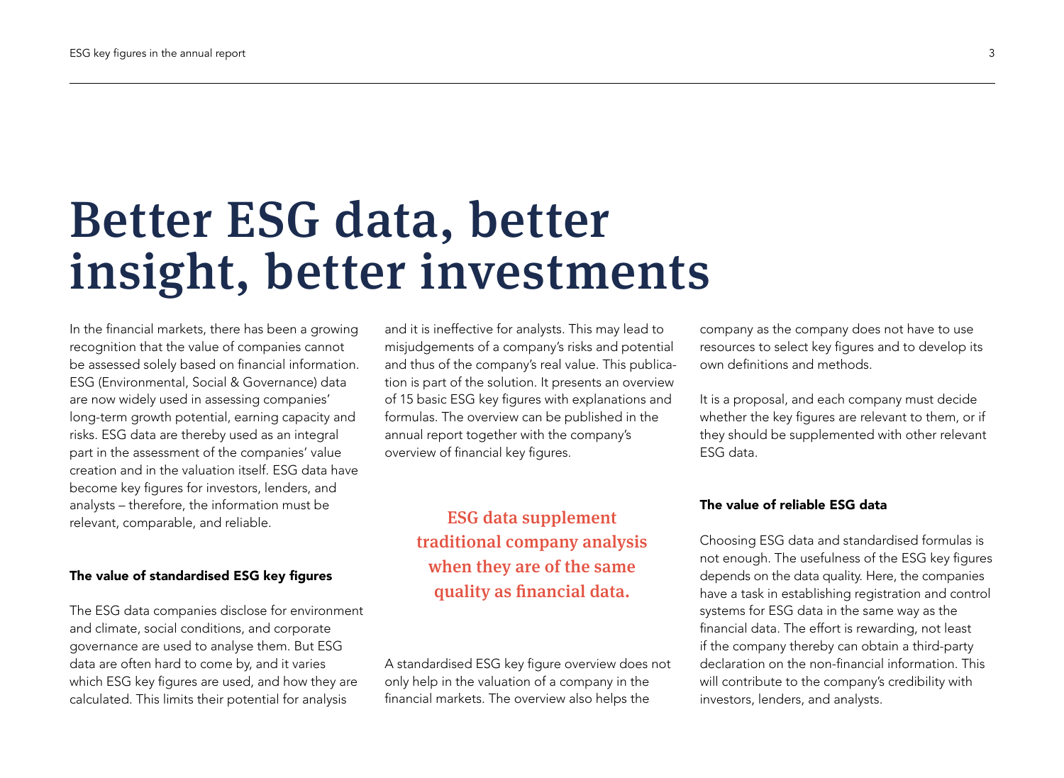# Better ESG data, better insight, better investments

In the financial markets, there has been a growing recognition that the value of companies cannot be assessed solely based on financial information. ESG (Environmental, Social & Governance) data are now widely used in assessing companies' long-term growth potential, earning capacity and risks. ESG data are thereby used as an integral part in the assessment of the companies' value creation and in the valuation itself. ESG data have become key figures for investors, lenders, and analysts – therefore, the information must be relevant, comparable, and reliable.

### The value of standardised ESG key figures

The ESG data companies disclose for environment and climate, social conditions, and corporate governance are used to analyse them. But ESG data are often hard to come by, and it varies which ESG key figures are used, and how they are calculated. This limits their potential for analysis and it is ineffective for analysts. This may lead to misjudgements of a company's risks and potential and thus of the company's real value. This publication is part of the solution. It presents an overview of 15 basic ESG key figures with explanations and formulas. The overview can be published in the annual report together with the company's overview of financial key figures.

**ESG data supplement traditional company analysis when they are of the same quality as financial data.**

A standardised ESG key figure overview does not only help in the valuation of a company in the financial markets. The overview also helps the company as the company does not have to use resources to select key figures and to develop its own definitions and methods.

It is a proposal, and each company must decide whether the key figures are relevant to them, or if they should be supplemented with other relevant ESG data.

### The value of reliable ESG data

Choosing ESG data and standardised formulas is not enough. The usefulness of the ESG key figures depends on the data quality. Here, the companies have a task in establishing registration and control systems for ESG data in the same way as the financial data. The effort is rewarding, not least if the company thereby can obtain a third-party declaration on the non-financial information. This will contribute to the company's credibility with investors, lenders, and analysts.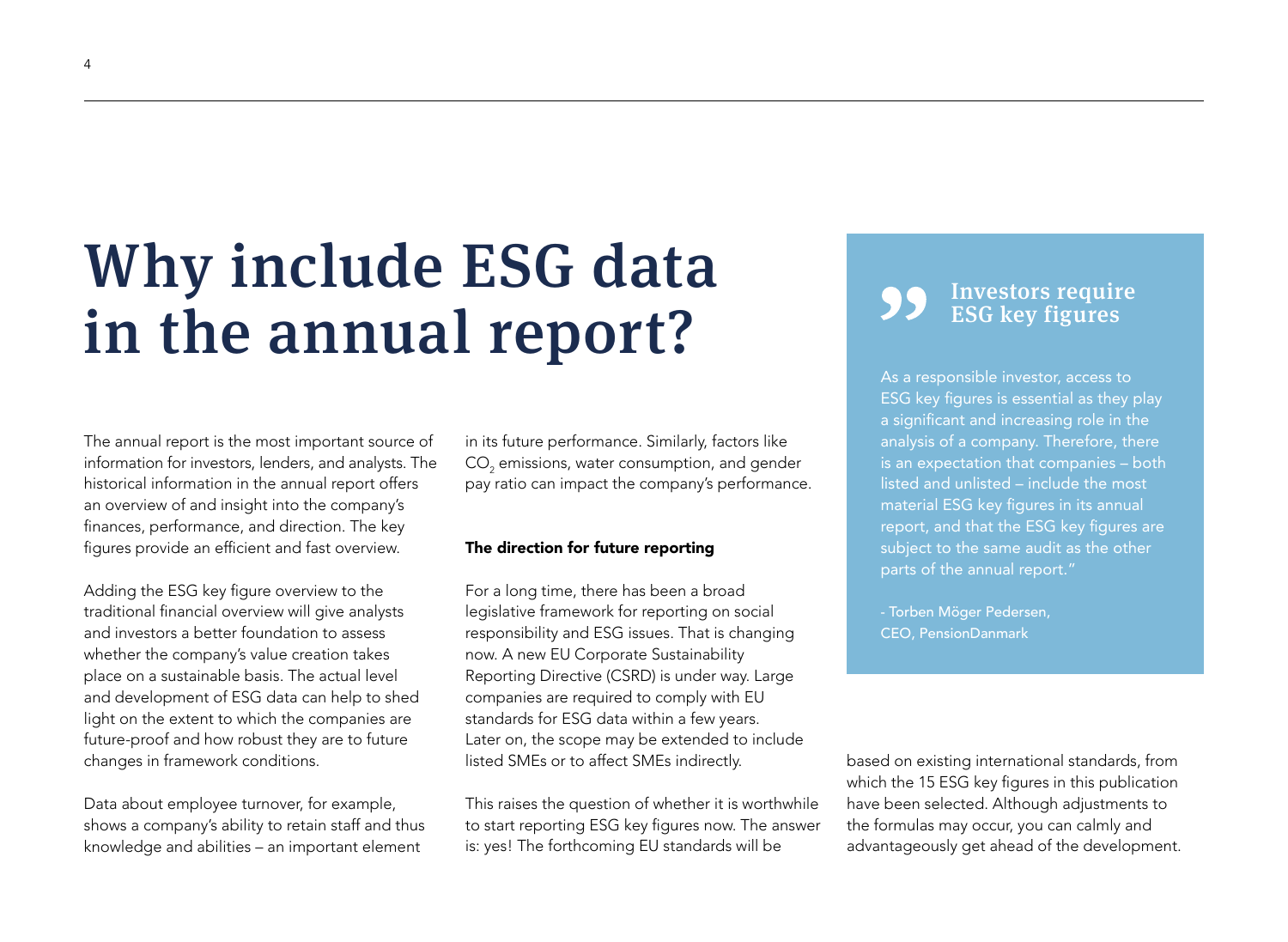# Why include ESG data in the annual report?

The annual report is the most important source of information for investors, lenders, and analysts. The historical information in the annual report offers an overview of and insight into the company's finances, performance, and direction. The key figures provide an efficient and fast overview.

Adding the ESG key figure overview to the traditional financial overview will give analysts and investors a better foundation to assess whether the company's value creation takes place on a sustainable basis. The actual level and development of ESG data can help to shed light on the extent to which the companies are future-proof and how robust they are to future changes in framework conditions.

Data about employee turnover, for example, shows a company's ability to retain staff and thus knowledge and abilities – an important element in its future performance. Similarly, factors like $CO_2$ emissions, water consumption, and gender pay ratio can impact the company's performance.

**The direction for future reporting**

For a long time, there has been a broad legislative framework for reporting on social responsibility and ESG issues. That is changing now. A new EU Corporate Sustainability Reporting Directive (CSRD) is under way. Large companies are required to comply with EU standards for ESG data within a few years. Later on, the scope may be extended to include listed SMEs or to affect SMEs indirectly.

This raises the question of whether it is worthwhile to start reporting ESG key figures now. The answer is: yes! The forthcoming EU standards will be based on existing international standards, from which the 15 ESG key figures in this publication have been selected. Although adjustments to the formulas may occur, you can calmly and advantageously get ahead of the development.

> **Investors require ESG key figures**
>
> As a responsible investor, access to ESG key figures is essential as they play a significant and increasing role in the analysis of a company. Therefore, there is an expectation that companies – both listed and unlisted – include the most material ESG key figures in its annual report, and that the ESG key figures are subject to the same audit as the other parts of the annual report."
>
> - Torben Möger Pedersen, CEO, PensionDanmark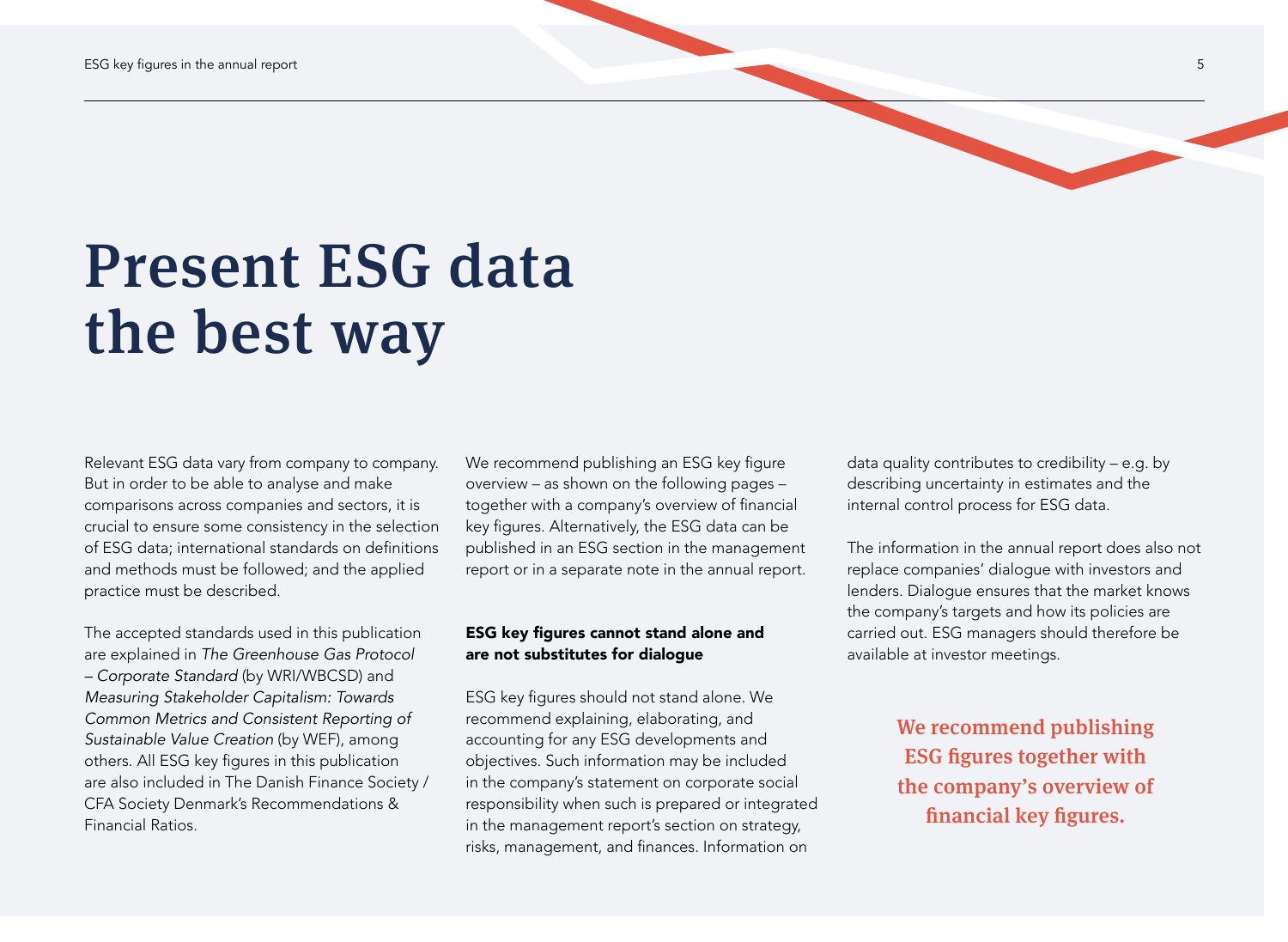# Present ESG data the best way

Relevant ESG data vary from company to company. But in order to be able to analyse and make comparisons across companies and sectors, it is crucial to ensure some consistency in the selection of ESG data; international standards on definitions and methods must be followed; and the applied practice must be described.

The accepted standards used in this publication are explained in *The Greenhouse Gas Protocol – Corporate Standard* (by WRI/WBCSD) and *Measuring Stakeholder Capitalism: Towards Common Metrics and Consistent Reporting of Sustainable Value Creation* (by WEF), among others. All ESG key figures in this publication are also included in The Danish Finance Society / CFA Society Denmark's Recommendations & Financial Ratios.

We recommend publishing an ESG key figure overview – as shown on the following pages – together with a company's overview of financial key figures. Alternatively, the ESG data can be published in an ESG section in the management report or in a separate note in the annual report.

#### ESG key figures cannot stand alone and are not substitutes for dialogue

ESG key figures should not stand alone. We recommend explaining, elaborating, and accounting for any ESG developments and objectives. Such information may be included in the company's statement on corporate social responsibility when such is prepared or integrated in the management report's section on strategy, risks, management, and finances. Information on data quality contributes to credibility – e.g. by describing uncertainty in estimates and the internal control process for ESG data.

The information in the annual report does also not replace companies' dialogue with investors and lenders. Dialogue ensures that the market knows the company's targets and how its policies are carried out. ESG managers should therefore be available at investor meetings.

**We recommend publishing ESG figures together with the company's overview of financial key figures.**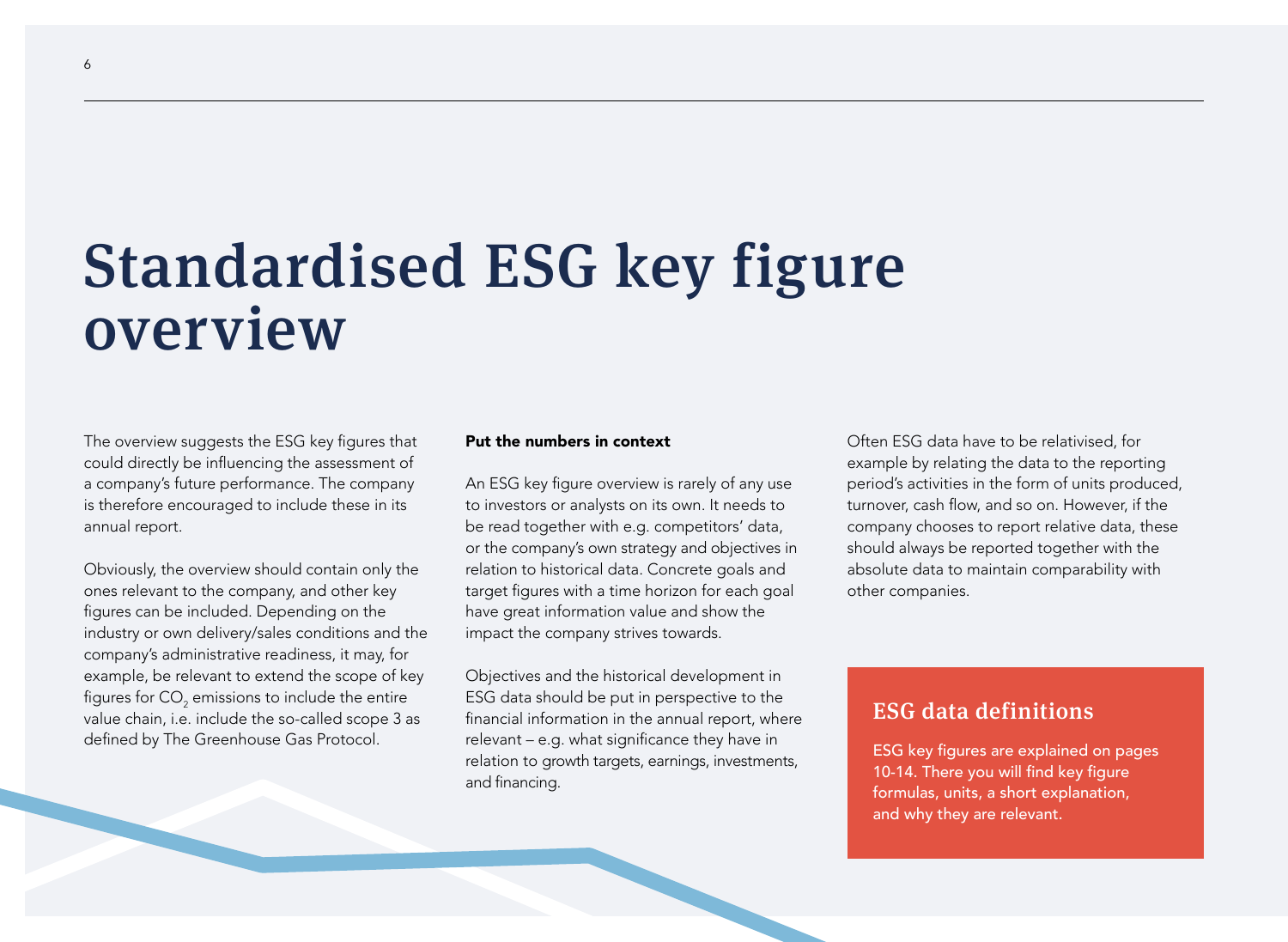# Standardised ESG key figure overview

The overview suggests the ESG key figures that could directly be influencing the assessment of a company's future performance. The company is therefore encouraged to include these in its annual report.

Obviously, the overview should contain only the ones relevant to the company, and other key figures can be included. Depending on the industry or own delivery/sales conditions and the company's administrative readiness, it may, for example, be relevant to extend the scope of key figures for $CO_2$ emissions to include the entire value chain, i.e. include the so-called scope 3 as defined by The Greenhouse Gas Protocol.

**Put the numbers in context**

An ESG key figure overview is rarely of any use to investors or analysts on its own. It needs to be read together with e.g. competitors' data, or the company's own strategy and objectives in relation to historical data. Concrete goals and target figures with a time horizon for each goal have great information value and show the impact the company strives towards.

Objectives and the historical development in ESG data should be put in perspective to the financial information in the annual report, where relevant – e.g. what significance they have in relation to growth targets, earnings, investments, and financing.

Often ESG data have to be relativised, for example by relating the data to the reporting period's activities in the form of units produced, turnover, cash flow, and so on. However, if the company chooses to report relative data, these should always be reported together with the absolute data to maintain comparability with other companies.

## ESG data definitions

ESG key figures are explained on pages 10-14. There you will find key figure formulas, units, a short explanation, and why they are relevant.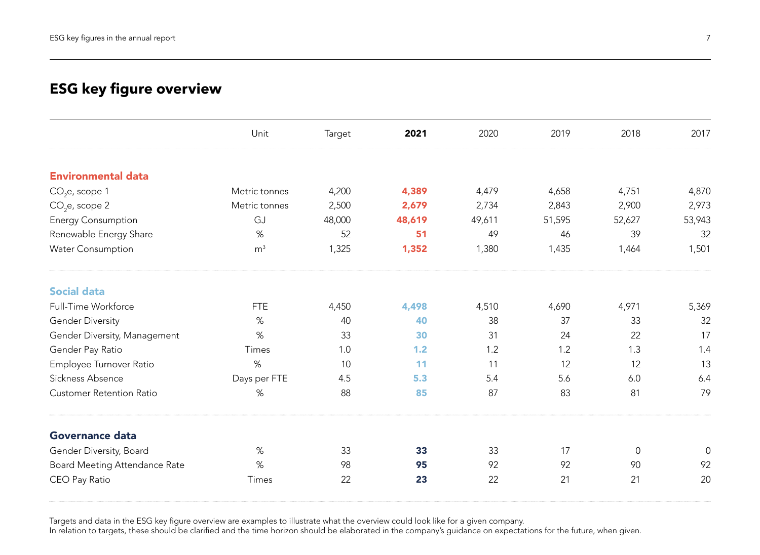## ESG key figure overview

| | Unit | Target | **2021** | 2020 | 2019 | 2018 | 2017 |
|---|---|---|---|---|---|---|---|
| **Environmental data** | | | | | | | |
| $CO_2$e, scope 1 | Metric tonnes | 4,200 | **4,389** | 4,479 | 4,658 | 4,751 | 4,870 |
| $CO_2$e, scope 2 | Metric tonnes | 2,500 | **2,679** | 2,734 | 2,843 | 2,900 | 2,973 |
| Energy Consumption | GJ | 48,000 | **48,619** | 49,611 | 51,595 | 52,627 | 53,943 |
| Renewable Energy Share | % | 52 | **51** | 49 | 46 | 39 | 32 |
| Water Consumption | $m^3$ | 1,325 | **1,352** | 1,380 | 1,435 | 1,464 | 1,501 |
| **Social data** | | | | | | | |
| Full-Time Workforce | FTE | 4,450 | **4,498** | 4,510 | 4,690 | 4,971 | 5,369 |
| Gender Diversity | % | 40 | **40** | 38 | 37 | 33 | 32 |
| Gender Diversity, Management | % | 33 | **30** | 31 | 24 | 22 | 17 |
| Gender Pay Ratio | Times | 1.0 | **1.2** | 1.2 | 1.2 | 1.3 | 1.4 |
| Employee Turnover Ratio | % | 10 | **11** | 11 | 12 | 12 | 13 |
| Sickness Absence | Days per FTE | 4.5 | **5.3** | 5.4 | 5.6 | 6.0 | 6.4 |
| Customer Retention Ratio | % | 88 | **85** | 87 | 83 | 81 | 79 |
| **Governance data** | | | | | | | |
| Gender Diversity, Board | % | 33 | **33** | 33 | 17 | 0 | 0 |
| Board Meeting Attendance Rate | % | 98 | **95** | 92 | 92 | 90 | 92 |
| CEO Pay Ratio | Times | 22 | **23** | 22 | 21 | 21 | 20 |

Targets and data in the ESG key figure overview are examples to illustrate what the overview could look like for a given company.
In relation to targets, these should be clarified and the time horizon should be elaborated in the company's guidance on expectations for the future, when given.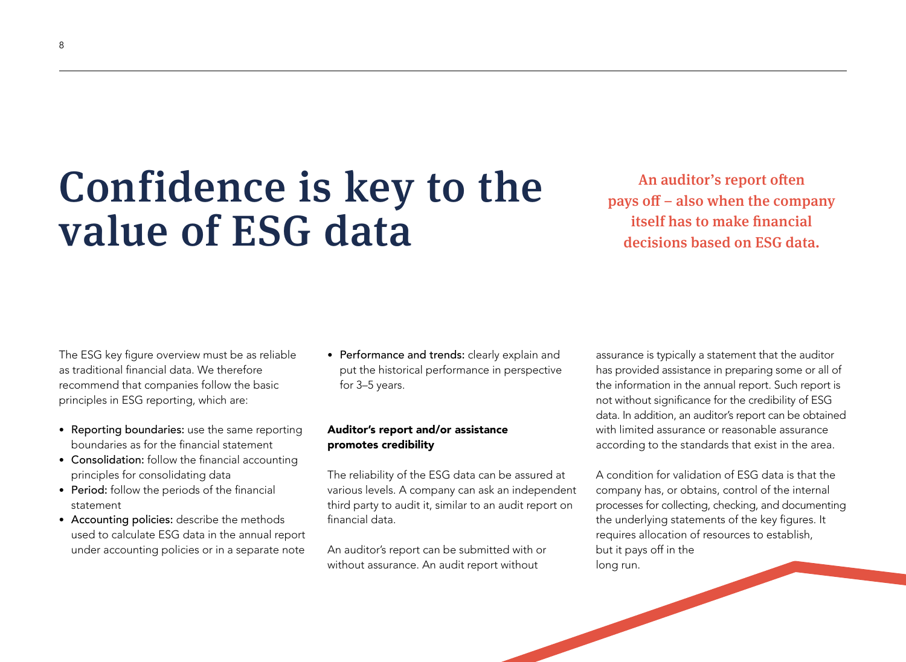# Confidence is key to the value of ESG data

**An auditor's report often pays off – also when the company itself has to make financial decisions based on ESG data.**

The ESG key figure overview must be as reliable as traditional financial data. We therefore recommend that companies follow the basic principles in ESG reporting, which are:

- **Reporting boundaries:** use the same reporting boundaries as for the financial statement
- **Consolidation:** follow the financial accounting principles for consolidating data
- **Period:** follow the periods of the financial statement
- **Accounting policies:** describe the methods used to calculate ESG data in the annual report under accounting policies or in a separate note
- **Performance and trends:** clearly explain and put the historical performance in perspective for 3–5 years.

### Auditor's report and/or assistance promotes credibility

The reliability of the ESG data can be assured at various levels. A company can ask an independent third party to audit it, similar to an audit report on financial data.

An auditor's report can be submitted with or without assurance. An audit report without assurance is typically a statement that the auditor has provided assistance in preparing some or all of the information in the annual report. Such report is not without significance for the credibility of ESG data. In addition, an auditor's report can be obtained with limited assurance or reasonable assurance according to the standards that exist in the area.

A condition for validation of ESG data is that the company has, or obtains, control of the internal processes for collecting, checking, and documenting the underlying statements of the key figures. It requires allocation of resources to establish, but it pays off in the long run.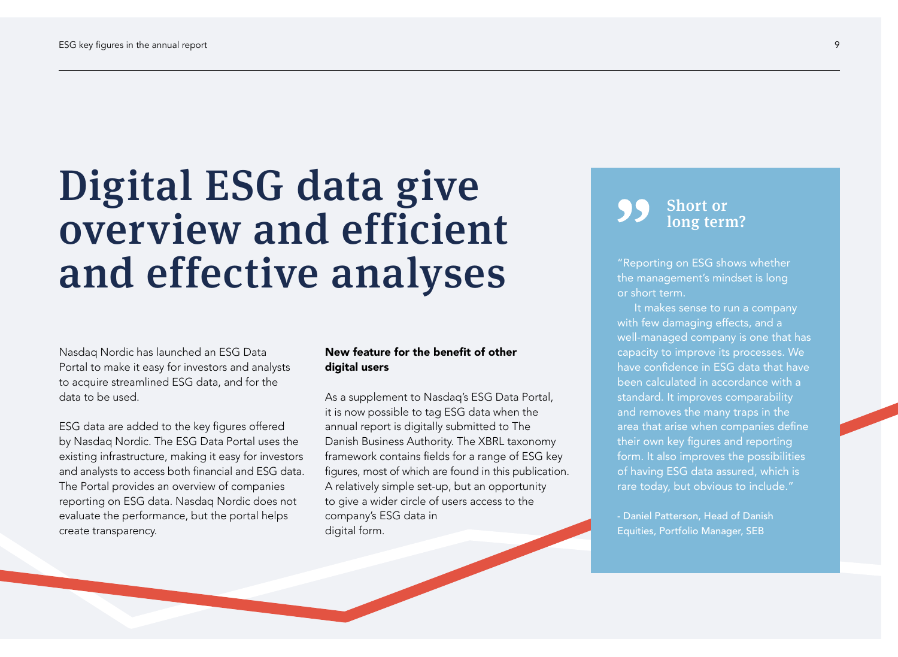# Digital ESG data give overview and efficient and effective analyses

Nasdaq Nordic has launched an ESG Data Portal to make it easy for investors and analysts to acquire streamlined ESG data, and for the data to be used.

ESG data are added to the key figures offered by Nasdaq Nordic. The ESG Data Portal uses the existing infrastructure, making it easy for investors and analysts to access both financial and ESG data. The Portal provides an overview of companies reporting on ESG data. Nasdaq Nordic does not evaluate the performance, but the portal helps create transparency.

**New feature for the benefit of other digital users**

As a supplement to Nasdaq's ESG Data Portal, it is now possible to tag ESG data when the annual report is digitally submitted to The Danish Business Authority. The XBRL taxonomy framework contains fields for a range of ESG key figures, most of which are found in this publication. A relatively simple set-up, but an opportunity to give a wider circle of users access to the company's ESG data in digital form.

## Short or long term?

"Reporting on ESG shows whether the management's mindset is long or short term.

It makes sense to run a company with few damaging effects, and a well-managed company is one that has capacity to improve its processes. We have confidence in ESG data that have been calculated in accordance with a standard. It improves comparability and removes the many traps in the area that arise when companies define their own key figures and reporting form. It also improves the possibilities of having ESG data assured, which is rare today, but obvious to include."

- Daniel Patterson, Head of Danish Equities, Portfolio Manager, SEB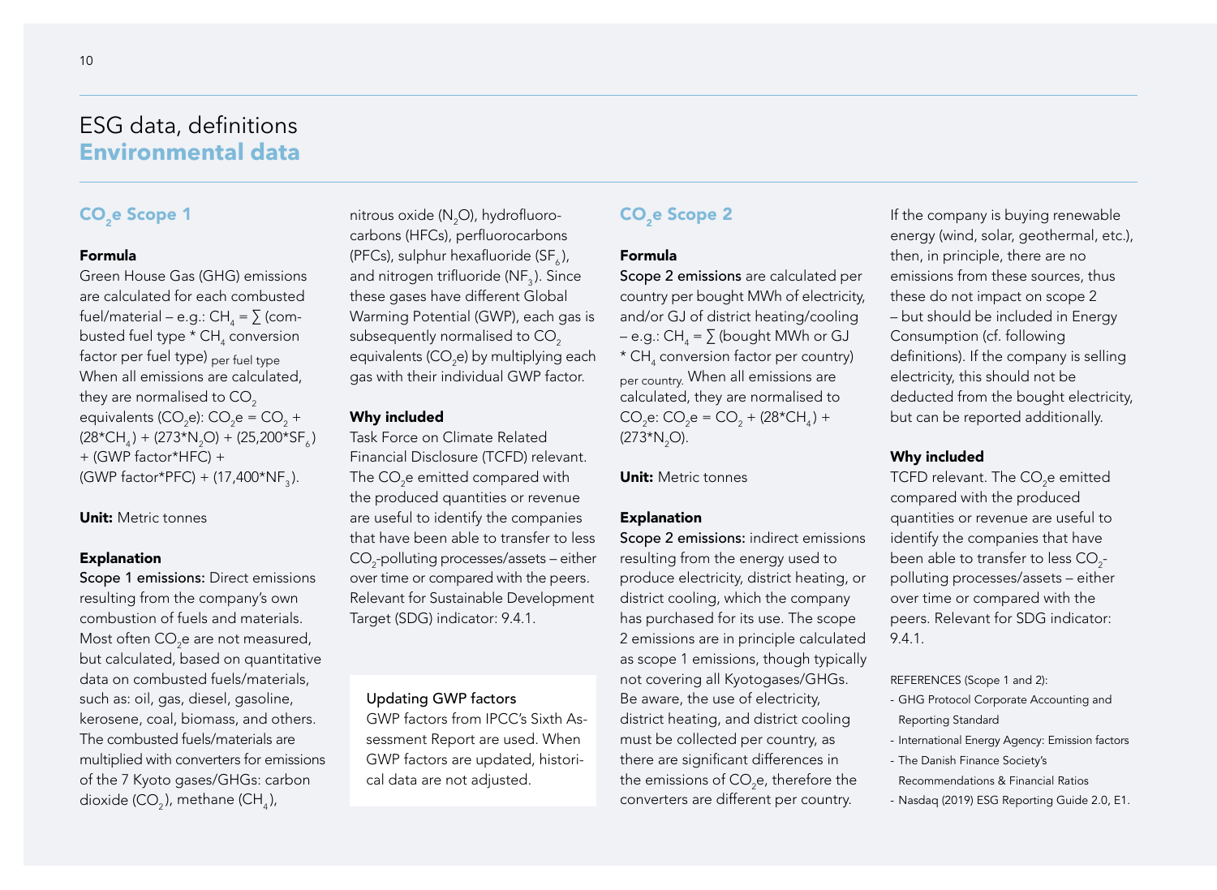# ESG data, definitions

## Environmental data

### $CO_2e$ Scope 1

**Formula**

Green House Gas (GHG) emissions are calculated for each combusted fuel/material – e.g.: $CH_4 = \sum$ (combusted fuel type * $CH_4$ conversion factor per fuel type)$_{\text{per fuel type}}$ When all emissions are calculated, they are normalised to $CO_2$ equivalents ($CO_2e$): $CO_2e = CO_2 + (28*CH_4) + (273*N_2O) + (25{,}200*SF_6)$ + (GWP factor*HFC) + (GWP factor*PFC) + $(17{,}400*NF_3)$.

**Unit:** Metric tonnes

**Explanation**

Scope 1 emissions: Direct emissions resulting from the company's own combustion of fuels and materials. Most often $CO_2e$ are not measured, but calculated, based on quantitative data on combusted fuels/materials, such as: oil, gas, diesel, gasoline, kerosene, coal, biomass, and others. The combusted fuels/materials are multiplied with converters for emissions of the 7 Kyoto gases/GHGs: carbon dioxide ($CO_2$), methane ($CH_4$), nitrous oxide ($N_2O$), hydrofluorocarbons (HFCs), perfluorocarbons (PFCs), sulphur hexafluoride ($SF_6$), and nitrogen trifluoride ($NF_3$). Since these gases have different Global Warming Potential (GWP), each gas is subsequently normalised to $CO_2$ equivalents ($CO_2e$) by multiplying each gas with their individual GWP factor.

**Why included**

Task Force on Climate Related Financial Disclosure (TCFD) relevant. The $CO_2e$ emitted compared with the produced quantities or revenue are useful to identify the companies that have been able to transfer to less $CO_2$-polluting processes/assets – either over time or compared with the peers. Relevant for Sustainable Development Target (SDG) indicator: 9.4.1.

**Updating GWP factors**

GWP factors from IPCC's Sixth Assessment Report are used. When GWP factors are updated, historical data are not adjusted.

### $CO_2e$ Scope 2

**Formula**

Scope 2 emissions are calculated per country per bought MWh of electricity, and/or GJ of district heating/cooling – e.g.: $CH_4 = \sum$ (bought MWh or GJ * $CH_4$ conversion factor per country)$_{\text{per country}}$. When all emissions are calculated, they are normalised to $CO_2e$: $CO_2e = CO_2 + (28*CH_4) + (273*N_2O)$.

**Unit:** Metric tonnes

**Explanation**

Scope 2 emissions: indirect emissions resulting from the energy used to produce electricity, district heating, or district cooling, which the company has purchased for its use. The scope 2 emissions are in principle calculated as scope 1 emissions, though typically not covering all Kyotogases/GHGs. Be aware, the use of electricity, district heating, and district cooling must be collected per country, as there are significant differences in the emissions of $CO_2e$, therefore the converters are different per country.

If the company is buying renewable energy (wind, solar, geothermal, etc.), then, in principle, there are no emissions from these sources, thus these do not impact on scope 2 – but should be included in Energy Consumption (cf. following definitions). If the company is selling electricity, this should not be deducted from the bought electricity, but can be reported additionally.

**Why included**

TCFD relevant. The $CO_2e$ emitted compared with the produced quantities or revenue are useful to identify the companies that have been able to transfer to less $CO_2$-polluting processes/assets – either over time or compared with the peers. Relevant for SDG indicator: 9.4.1.

REFERENCES (Scope 1 and 2):

- GHG Protocol Corporate Accounting and Reporting Standard
- International Energy Agency: Emission factors
- The Danish Finance Society's Recommendations & Financial Ratios
- Nasdaq (2019) ESG Reporting Guide 2.0, E1.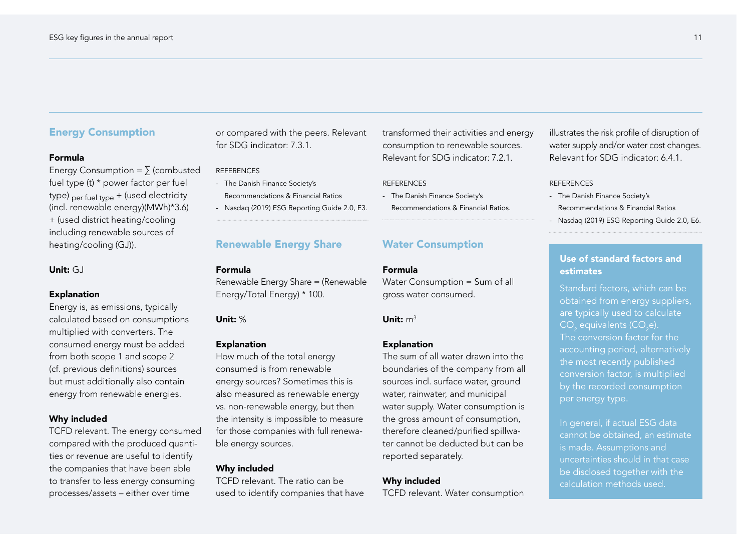## Energy Consumption

**Formula**

Energy Consumption = ∑ (combusted fuel type (t) * power factor per fuel type) $_{\text{per fuel type}}$ + (used electricity (incl. renewable energy)(MWh)*3.6) + (used district heating/cooling including renewable sources of heating/cooling (GJ)).

**Unit:** GJ

**Explanation**

Energy is, as emissions, typically calculated based on consumptions multiplied with converters. The consumed energy must be added from both scope 1 and scope 2 (cf. previous definitions) sources but must additionally also contain energy from renewable energies.

**Why included**

TCFD relevant. The energy consumed compared with the produced quantities or revenue are useful to identify the companies that have been able to transfer to less energy consuming processes/assets – either over time or compared with the peers. Relevant for SDG indicator: 7.3.1.

REFERENCES

- The Danish Finance Society's Recommendations & Financial Ratios
- Nasdaq (2019) ESG Reporting Guide 2.0, E3.

## Renewable Energy Share

**Formula**

Renewable Energy Share = (Renewable Energy/Total Energy) * 100.

**Unit:** %

**Explanation**

How much of the total energy consumed is from renewable energy sources? Sometimes this is also measured as renewable energy vs. non-renewable energy, but then the intensity is impossible to measure for those companies with full renewable energy sources.

**Why included**

TCFD relevant. The ratio can be used to identify companies that have transformed their activities and energy consumption to renewable sources. Relevant for SDG indicator: 7.2.1.

REFERENCES

- The Danish Finance Society's Recommendations & Financial Ratios.

## Water Consumption

**Formula**

Water Consumption = Sum of all gross water consumed.

**Unit:** $m^3$

**Explanation**

The sum of all water drawn into the boundaries of the company from all sources incl. surface water, ground water, rainwater, and municipal water supply. Water consumption is the gross amount of consumption, therefore cleaned/purified spillwater cannot be deducted but can be reported separately.

**Why included**

TCFD relevant. Water consumption illustrates the risk profile of disruption of water supply and/or water cost changes. Relevant for SDG indicator: 6.4.1.

REFERENCES

- The Danish Finance Society's Recommendations & Financial Ratios
- Nasdaq (2019) ESG Reporting Guide 2.0, E6.

### Use of standard factors and estimates

Standard factors, which can be obtained from energy suppliers, are typically used to calculate $CO_2$ equivalents ($CO_2e$). The conversion factor for the accounting period, alternatively the most recently published conversion factor, is multiplied by the recorded consumption per energy type.

In general, if actual ESG data cannot be obtained, an estimate is made. Assumptions and uncertainties should in that case be disclosed together with the calculation methods used.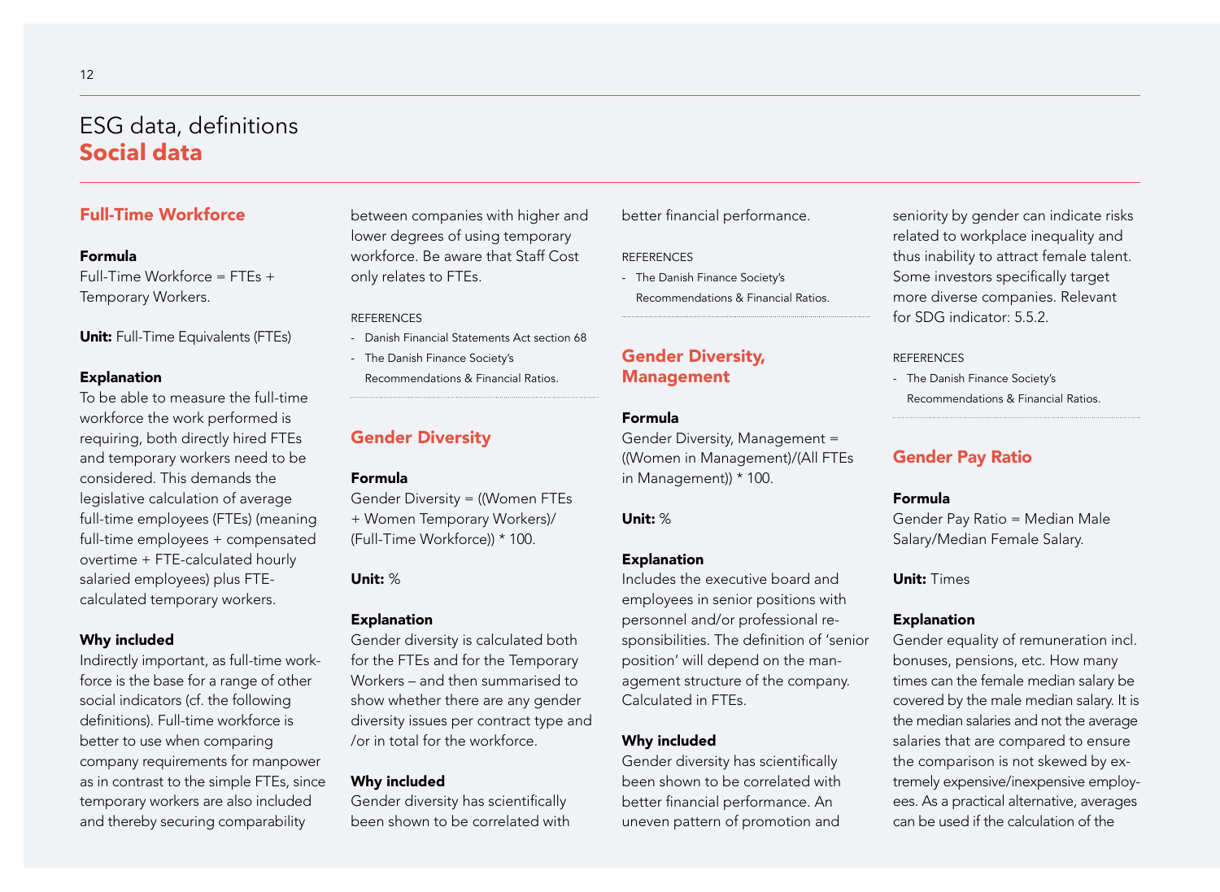# ESG data, definitions
# Social data

## Full-Time Workforce

**Formula**
Full-Time Workforce = FTEs + Temporary Workers.

**Unit:** Full-Time Equivalents (FTEs)

**Explanation**
To be able to measure the full-time workforce the work performed is requiring, both directly hired FTEs and temporary workers need to be considered. This demands the legislative calculation of average full-time employees (FTEs) (meaning full-time employees + compensated overtime + FTE-calculated hourly salaried employees) plus FTE-calculated temporary workers.

**Why included**
Indirectly important, as full-time workforce is the base for a range of other social indicators (cf. the following definitions). Full-time workforce is better to use when comparing company requirements for manpower as in contrast to the simple FTEs, since temporary workers are also included and thereby securing comparability between companies with higher and lower degrees of using temporary workforce. Be aware that Staff Cost only relates to FTEs.

REFERENCES
- Danish Financial Statements Act section 68
- The Danish Finance Society's Recommendations & Financial Ratios.

## Gender Diversity

**Formula**
Gender Diversity = ((Women FTEs + Women Temporary Workers)/(Full-Time Workforce)) * 100.

**Unit:** %

**Explanation**
Gender diversity is calculated both for the FTEs and for the Temporary Workers – and then summarised to show whether there are any gender diversity issues per contract type and /or in total for the workforce.

**Why included**
Gender diversity has scientifically been shown to be correlated with better financial performance.

REFERENCES
- The Danish Finance Society's Recommendations & Financial Ratios.

## Gender Diversity, Management

**Formula**
Gender Diversity, Management = ((Women in Management)/(All FTEs in Management)) * 100.

**Unit:** %

**Explanation**
Includes the executive board and employees in senior positions with personnel and/or professional responsibilities. The definition of 'senior position' will depend on the management structure of the company. Calculated in FTEs.

**Why included**
Gender diversity has scientifically been shown to be correlated with better financial performance. An uneven pattern of promotion and seniority by gender can indicate risks related to workplace inequality and thus inability to attract female talent. Some investors specifically target more diverse companies. Relevant for SDG indicator: 5.5.2.

REFERENCES
- The Danish Finance Society's Recommendations & Financial Ratios.

## Gender Pay Ratio

**Formula**
Gender Pay Ratio = Median Male Salary/Median Female Salary.

**Unit:** Times

**Explanation**
Gender equality of remuneration incl. bonuses, pensions, etc. How many times can the female median salary be covered by the male median salary. It is the median salaries and not the average salaries that are compared to ensure the comparison is not skewed by extremely expensive/inexpensive employees. As a practical alternative, averages can be used if the calculation of the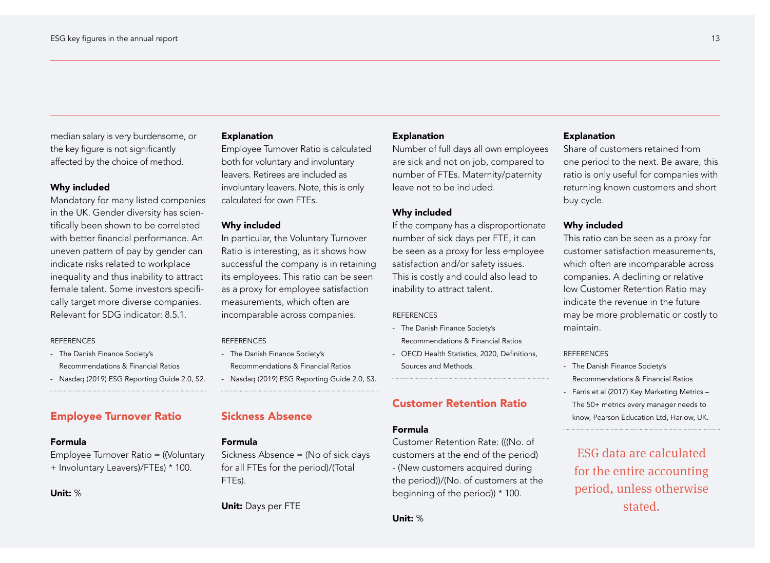median salary is very burdensome, or the key figure is not significantly affected by the choice of method.

**Why included**
Mandatory for many listed companies in the UK. Gender diversity has scientifically been shown to be correlated with better financial performance. An uneven pattern of pay by gender can indicate risks related to workplace inequality and thus inability to attract female talent. Some investors specifically target more diverse companies. Relevant for SDG indicator: 8.5.1.

REFERENCES
- The Danish Finance Society's Recommendations & Financial Ratios
- Nasdaq (2019) ESG Reporting Guide 2.0, S2.

## Employee Turnover Ratio

**Formula**
Employee Turnover Ratio = ((Voluntary + Involuntary Leavers)/FTEs) * 100.

**Unit:** %

**Explanation**
Employee Turnover Ratio is calculated both for voluntary and involuntary leavers. Retirees are included as involuntary leavers. Note, this is only calculated for own FTEs.

**Why included**
In particular, the Voluntary Turnover Ratio is interesting, as it shows how successful the company is in retaining its employees. This ratio can be seen as a proxy for employee satisfaction measurements, which often are incomparable across companies.

REFERENCES
- The Danish Finance Society's Recommendations & Financial Ratios
- Nasdaq (2019) ESG Reporting Guide 2.0, S3.

## Sickness Absence

**Formula**
Sickness Absence = (No of sick days for all FTEs for the period)/(Total FTEs).

**Unit:** Days per FTE

**Explanation**
Number of full days all own employees are sick and not on job, compared to number of FTEs. Maternity/paternity leave not to be included.

**Why included**
If the company has a disproportionate number of sick days per FTE, it can be seen as a proxy for less employee satisfaction and/or safety issues. This is costly and could also lead to inability to attract talent.

REFERENCES
- The Danish Finance Society's Recommendations & Financial Ratios
- OECD Health Statistics, 2020, Definitions, Sources and Methods.

## Customer Retention Ratio

**Formula**
Customer Retention Rate: (((No. of customers at the end of the period) - (New customers acquired during the period))/(No. of customers at the beginning of the period)) * 100.

**Unit:** %

**Explanation**
Share of customers retained from one period to the next. Be aware, this ratio is only useful for companies with returning known customers and short buy cycle.

**Why included**
This ratio can be seen as a proxy for customer satisfaction measurements, which often are incomparable across companies. A declining or relative low Customer Retention Ratio may indicate the revenue in the future may be more problematic or costly to maintain.

REFERENCES
- The Danish Finance Society's Recommendations & Financial Ratios
- Farris et al (2017) Key Marketing Metrics – The 50+ metrics every manager needs to know, Pearson Education Ltd, Harlow, UK.

ESG data are calculated for the entire accounting period, unless otherwise stated.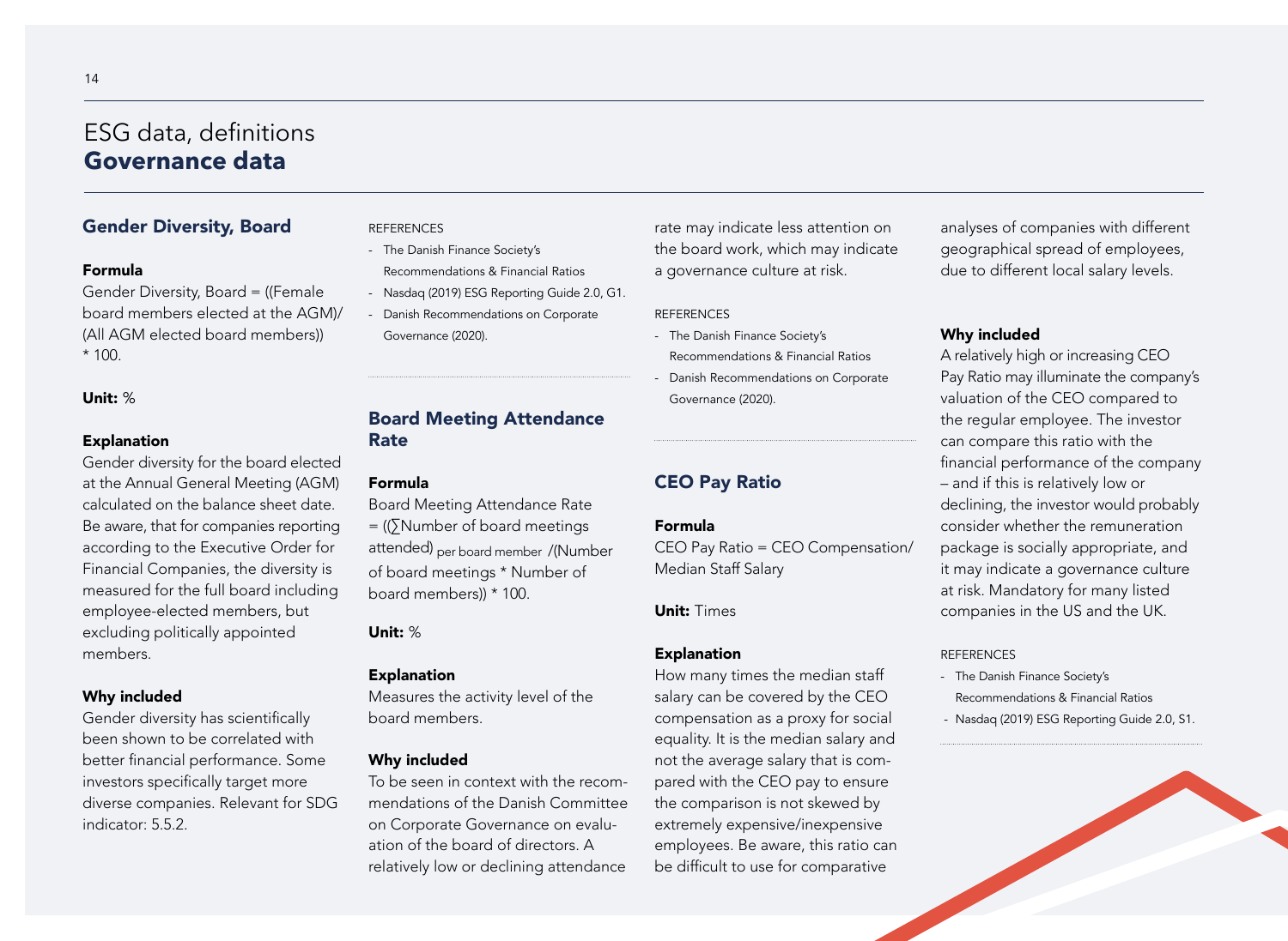# ESG data, definitions
# **Governance data**

## Gender Diversity, Board

**Formula**

Gender Diversity, Board = ((Female board members elected at the AGM)/(All AGM elected board members)) * 100.

**Unit:** %

**Explanation**

Gender diversity for the board elected at the Annual General Meeting (AGM) calculated on the balance sheet date. Be aware, that for companies reporting according to the Executive Order for Financial Companies, the diversity is measured for the full board including employee-elected members, but excluding politically appointed members.

**Why included**

Gender diversity has scientifically been shown to be correlated with better financial performance. Some investors specifically target more diverse companies. Relevant for SDG indicator: 5.5.2.

REFERENCES

- The Danish Finance Society's Recommendations & Financial Ratios
- Nasdaq (2019) ESG Reporting Guide 2.0, G1.
- Danish Recommendations on Corporate Governance (2020).

## Board Meeting Attendance Rate

**Formula**

Board Meeting Attendance Rate = ((∑Number of board meetings attended)$_{\text{per board member}}$ /(Number of board meetings * Number of board members)) * 100.

**Unit:** %

**Explanation**

Measures the activity level of the board members.

**Why included**

To be seen in context with the recommendations of the Danish Committee on Corporate Governance on evaluation of the board of directors. A relatively low or declining attendance rate may indicate less attention on the board work, which may indicate a governance culture at risk.

REFERENCES

- The Danish Finance Society's Recommendations & Financial Ratios
- Danish Recommendations on Corporate Governance (2020).

## CEO Pay Ratio

**Formula**

CEO Pay Ratio = CEO Compensation/Median Staff Salary

**Unit:** Times

**Explanation**

How many times the median staff salary can be covered by the CEO compensation as a proxy for social equality. It is the median salary and not the average salary that is compared with the CEO pay to ensure the comparison is not skewed by extremely expensive/inexpensive employees. Be aware, this ratio can be difficult to use for comparative analyses of companies with different geographical spread of employees, due to different local salary levels.

**Why included**

A relatively high or increasing CEO Pay Ratio may illuminate the company's valuation of the CEO compared to the regular employee. The investor can compare this ratio with the financial performance of the company – and if this is relatively low or declining, the investor would probably consider whether the remuneration package is socially appropriate, and it may indicate a governance culture at risk. Mandatory for many listed companies in the US and the UK.

REFERENCES

- The Danish Finance Society's Recommendations & Financial Ratios
- Nasdaq (2019) ESG Reporting Guide 2.0, S1.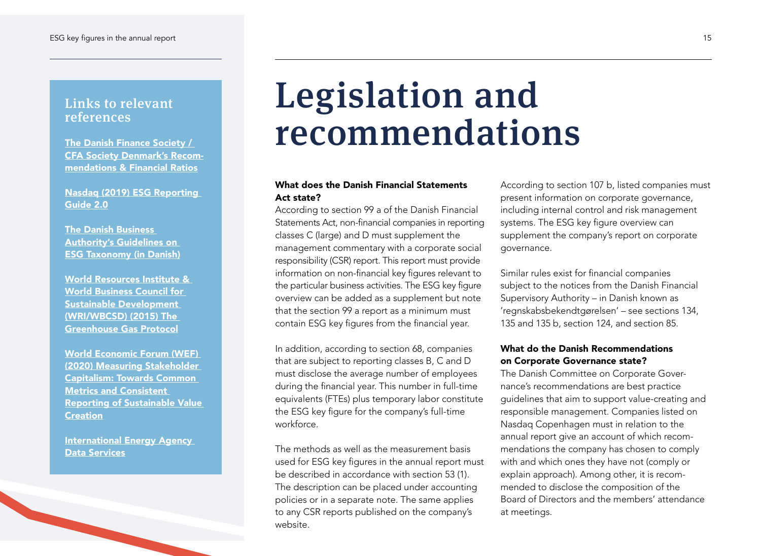# Legislation and recommendations

## Links to relevant references

[The Danish Finance Society / CFA Society Denmark's Recommendations & Financial Ratios]

[Nasdaq (2019) ESG Reporting Guide 2.0]

[The Danish Business Authority's Guidelines on ESG Taxonomy (in Danish)]

[World Resources Institute & World Business Council for Sustainable Development (WRI/WBCSD) (2015) The Greenhouse Gas Protocol]

[World Economic Forum (WEF) (2020) Measuring Stakeholder Capitalism: Towards Common Metrics and Consistent Reporting of Sustainable Value Creation]

[International Energy Agency Data Services]

### What does the Danish Financial Statements Act state?

According to section 99 a of the Danish Financial Statements Act, non-financial companies in reporting classes C (large) and D must supplement the management commentary with a corporate social responsibility (CSR) report. This report must provide information on non-financial key figures relevant to the particular business activities. The ESG key figure overview can be added as a supplement but note that the section 99 a report as a minimum must contain ESG key figures from the financial year.

In addition, according to section 68, companies that are subject to reporting classes B, C and D must disclose the average number of employees during the financial year. This number in full-time equivalents (FTEs) plus temporary labor constitute the ESG key figure for the company's full-time workforce.

The methods as well as the measurement basis used for ESG key figures in the annual report must be described in accordance with section 53 (1). The description can be placed under accounting policies or in a separate note. The same applies to any CSR reports published on the company's website.

According to section 107 b, listed companies must present information on corporate governance, including internal control and risk management systems. The ESG key figure overview can supplement the company's report on corporate governance.

Similar rules exist for financial companies subject to the notices from the Danish Financial Supervisory Authority – in Danish known as 'regnskabsbekendtgørelsen' – see sections 134, 135 and 135 b, section 124, and section 85.

### What do the Danish Recommendations on Corporate Governance state?

The Danish Committee on Corporate Governance's recommendations are best practice guidelines that aim to support value-creating and responsible management. Companies listed on Nasdaq Copenhagen must in relation to the annual report give an account of which recommendations the company has chosen to comply with and which ones they have not (comply or explain approach). Among other, it is recommended to disclose the composition of the Board of Directors and the members' attendance at meetings.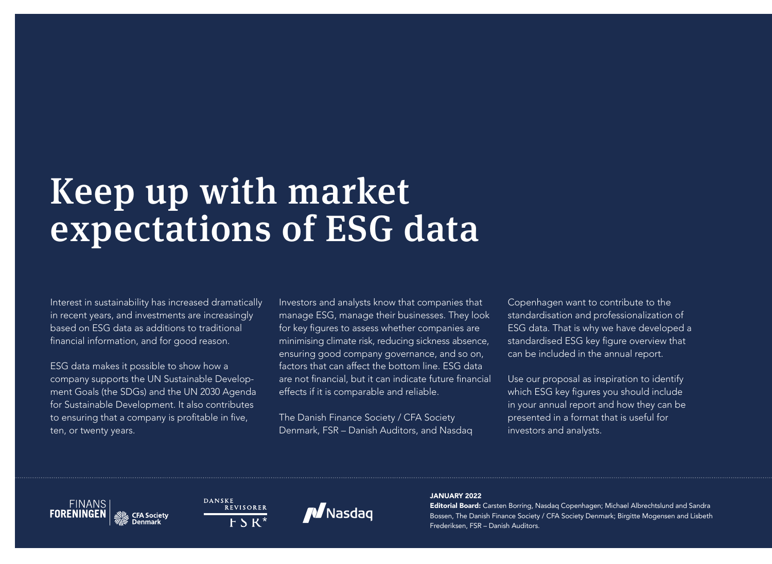# Keep up with market expectations of ESG data

Interest in sustainability has increased dramatically in recent years, and investments are increasingly based on ESG data as additions to traditional financial information, and for good reason.

ESG data makes it possible to show how a company supports the UN Sustainable Development Goals (the SDGs) and the UN 2030 Agenda for Sustainable Development. It also contributes to ensuring that a company is profitable in five, ten, or twenty years.

Investors and analysts know that companies that manage ESG, manage their businesses. They look for key figures to assess whether companies are minimising climate risk, reducing sickness absence, ensuring good company governance, and so on, factors that can affect the bottom line. ESG data are not financial, but it can indicate future financial effects if it is comparable and reliable.

The Danish Finance Society / CFA Society Denmark, FSR – Danish Auditors, and Nasdaq Copenhagen want to contribute to the standardisation and professionalization of ESG data. That is why we have developed a standardised ESG key figure overview that can be included in the annual report.

Use our proposal as inspiration to identify which ESG key figures you should include in your annual report and how they can be presented in a format that is useful for investors and analysts.

FINANS FORENINGEN | CFA Society Denmark

DANSKE REVISORER FSR*

Nasdaq

**JANUARY 2022**

**Editorial Board:** Carsten Borring, Nasdaq Copenhagen; Michael Albrechtslund and Sandra Bossen, The Danish Finance Society / CFA Society Denmark; Birgitte Mogensen and Lisbeth Frederiksen, FSR – Danish Auditors.